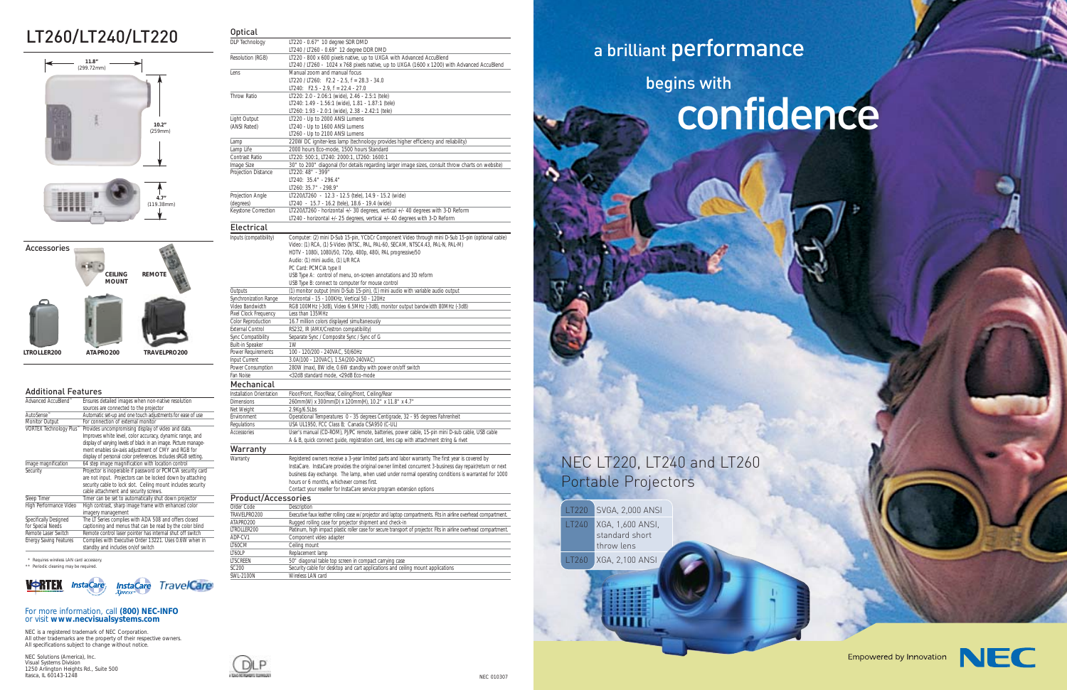# LT260/LT240/LT220

11.8" (299.72mm)

10.2" (259mm)

4.7" (119.38mm)

## Accessories

CEILING MOUNT

REMOTE

LTROLLER200 ATAPRO200 TRAVELPRO200

## Additional Features

| | |
|---|---|
| Advanced AccuBlend™ | Ensures detailed images when non-native resolution sources are connected to the projector |
| AutoSense™ | Automatic set-up and one touch adjustments for ease of use |
| Monitor Output | For connection of external monitor |
| VORTEX Technology Plus™ | Provides uncompromising display of video and data. Improves white level, color accuracy, dynamic range, and display of varying levels of black in an image. Picture management enables six-axis adjustment of CMY and RGB for display of personal color preferences. Includes sRGB setting. |
| Image magnification | 64 step image magnification with location control |
| Security | Projector is inoperable if password or PCMCIA security card are not input. Projectors can be locked down by attaching security cable to lock slot. Ceiling mount includes security cable attachment and security screws. |
| Sleep Timer | Timer can be set to automatically shut down projector |
| High Performance Video | High contrast, sharp image frame with enhanced color imagery management |
| Specifically Designed for Special Needs | The LT Series complies with ADA 508 and offers closed captioning and menus that can be read by the color blind |
| Remote Laser Switch | Remote control laser pointer has internal shut off switch |
| Energy Saving Features | Complies with Executive Order 13221. Uses 0.6W when in standby and includes on/off switch |

\* Requires wireless LAN card accessory.
\*\* Periodic cleaning may be required.

VORTEX InstaCare InstaCare Xpress TravelCare

For more information, call **(800) NEC-INFO** or visit **www.necvisualsystems.com**

NEC is a registered trademark of NEC Corporation.
All other trademarks are the property of their respective owners.
All specifications subject to change without notice.

NEC Solutions (America), Inc.
Visual Systems Division
1250 Arlington Heights Rd., Suite 500
Itasca, IL 60143-1248

## Optical

| | |
|---|---|
| DLP Technology | LT220 - 0.67" 10 degree SDR DMD<br>LT240 / LT260 - 0.69" 12 degree DDR DMD |
| Resolution (RGB) | LT220 - 800 x 600 pixels native, up to UXGA with Advanced AccuBlend<br>LT240 / LT260 - 1024 x 768 pixels native, up to UXGA (1600 x 1200) with Advanced AccuBlend |
| Lens | Manual zoom and manual focus<br>LT220 / LT260: F2.2 - 2.5, f = 28.3 - 34.0<br>LT240: F2.5 - 2.9, f = 22.4 - 27.0 |
| Throw Ratio | LT220: 2.0 - 2.06:1 (wide), 2.46 - 2.5:1 (tele)<br>LT240: 1.49 - 1.56:1 (wide), 1.81 - 1.87:1 (tele)<br>LT260: 1.93 - 2.0:1 (wide), 2.38 - 2.42:1 (tele) |
| Light Output (ANSI Rated) | LT220 - Up to 2000 ANSI Lumens<br>LT240 - Up to 1600 ANSI Lumens<br>LT260 - Up to 2100 ANSI Lumens |
| Lamp | 220W DC igniter-less lamp (technology provides higher efficiency and reliability) |
| Lamp Life | 2000 hours Eco-mode, 1500 hours Standard |
| Contrast Ratio | LT220: 500:1, LT240: 2000:1, LT260: 1600:1 |
| Image Size | 30" to 200" diagonal (for details regarding larger image sizes, consult throw charts on website) |
| Projection Distance | LT220: 48" - 399"<br>LT240: 35.4" - 296.4"<br>LT260: 35.7" - 298.9" |
| Projection Angle (degrees) | LT220/LT260 - 12.3 - 12.5 (tele), 14.9 - 15.2 (wide)<br>LT240 - 15.7 - 16.2 (tele), 18.6 - 19.4 (wide) |
| Keystone Correction | LT220/LT260 - horizontal +/- 30 degrees, vertical +/- 40 degrees with 3-D Reform<br>LT240 - horizontal +/- 25 degrees, vertical +/- 40 degrees with 3-D Reform |

## Electrical

| | |
|---|---|
| Inputs (compatibility) | Computer: (2) mini D-Sub 15-pin, YCbCr Component Video through mini D-Sub 15-pin (optional cable)<br>Video: (1) RCA, (1) S-Video (NTSC, PAL, PAL-60, SECAM, NTSC4.43, PAL-N, PAL-M)<br>HDTV - 1080i, 1080i/50, 720p, 480p, 480i, PAL progressive/50<br>Audio: (1) mini audio, (1) L/R RCA<br>PC Card: PCMCIA type II<br>USB Type A: control of menu, on-screen annotations and 3D reform<br>USB Type B: connect to computer for mouse control |
| Outputs | (1) monitor output (mini D-Sub 15-pin), (1) mini audio with variable audio output |
| Synchronization Range | Horizontal - 15 - 100KHz, Vertical 50 - 120Hz |
| Video Bandwidth | RGB 100MHz (-3dB), Video 6.5MHz (-3dB), monitor output bandwidth 80MHz (-3dB) |
| Pixel Clock Frequency | Less than 135MHz |
| Color Reproduction | 16.7 million colors displayed simultaneously |
| External Control | RS232, IR (AMX/Crestron compatibility) |
| Sync Compatibility | Separate Sync / Composite Sync / Sync of G |
| Built-in Speaker | 1W |
| Power Requirements | 100 - 120/200 - 240VAC, 50/60Hz |
| Input Current | 3.0A(100 - 120VAC), 1.5A(200-240VAC) |
| Power Consumption | 280W (max), 8W idle, 0.6W standby with power on/off switch |
| Fan Noise | <32dB standard mode, <29dB Eco-mode |

## Mechanical

| | |
|---|---|
| Installation Orientation | Floor/Front, Floor/Rear, Ceiling/Front, Ceiling/Rear |
| Dimensions | 260mm(W) x 300mm(D) x 120mm(H), 10.2" x 11.8" x 4.7" |
| Net Weight | 2.9Kg/6.5Lbs |
| Environment | Operational Temperatures 0 - 35 degrees Centigrade, 32 - 95 degrees Fahrenheit |
| Regulations | USA UL1950, FCC Class B; Canada CSA950 (C-UL) |
| Accessories | User's manual (CD-ROM), PJ/PC remote, batteries, power cable, 15-pin mini D-sub cable, USB cable<br>A & B, quick connect guide, registration card, lens cap with attachment string & rivet |

## Warranty

| | |
|---|---|
| Warranty | Registered owners receive a 3-year limited parts and labor warranty. The first year is covered by InstaCare. InstaCare provides the original owner limited concurrent 3-business day repair/return or next business day exchange. The lamp, when used under normal operating conditions is warranted for 1000 hours or 6 months, whichever comes first.<br>Contact your reseller for InstaCare service program extension options |

## Product/Accessories

| Order Code | Description |
|---|---|
| TRAVELPRO200 | Executive faux leather rolling case w/ projector and laptop compartments. Fits in airline overhead compartment. |
| ATAPRO200 | Rugged rolling case for projector shipment and check-in |
| LTROLLER200 | Platinum, high impact plastic roller case for secure transport of projector. Fits in airline overhead compartment. |
| ADP-CV1 | Component video adapter |
| LT60CM | Ceiling mount |
| LT60LP | Replacement lamp |
| LTSCREEN | 50" diagonal table top screen in compact carrying case |
| SC200 | Security cable for desktop and cart applications and ceiling mount applications |
| SWL-2100N | Wireless LAN card |

NEC 010307

## a brilliant performance begins with confidence

## NEC LT220, LT240 and LT260 Portable Projectors

| | |
|---|---|
| LT220 | SVGA, 2,000 ANSI |
| LT240 | XGA, 1,600 ANSI, standard short throw lens |
| LT260 | XGA, 2,100 ANSI |

Empowered by Innovation NEC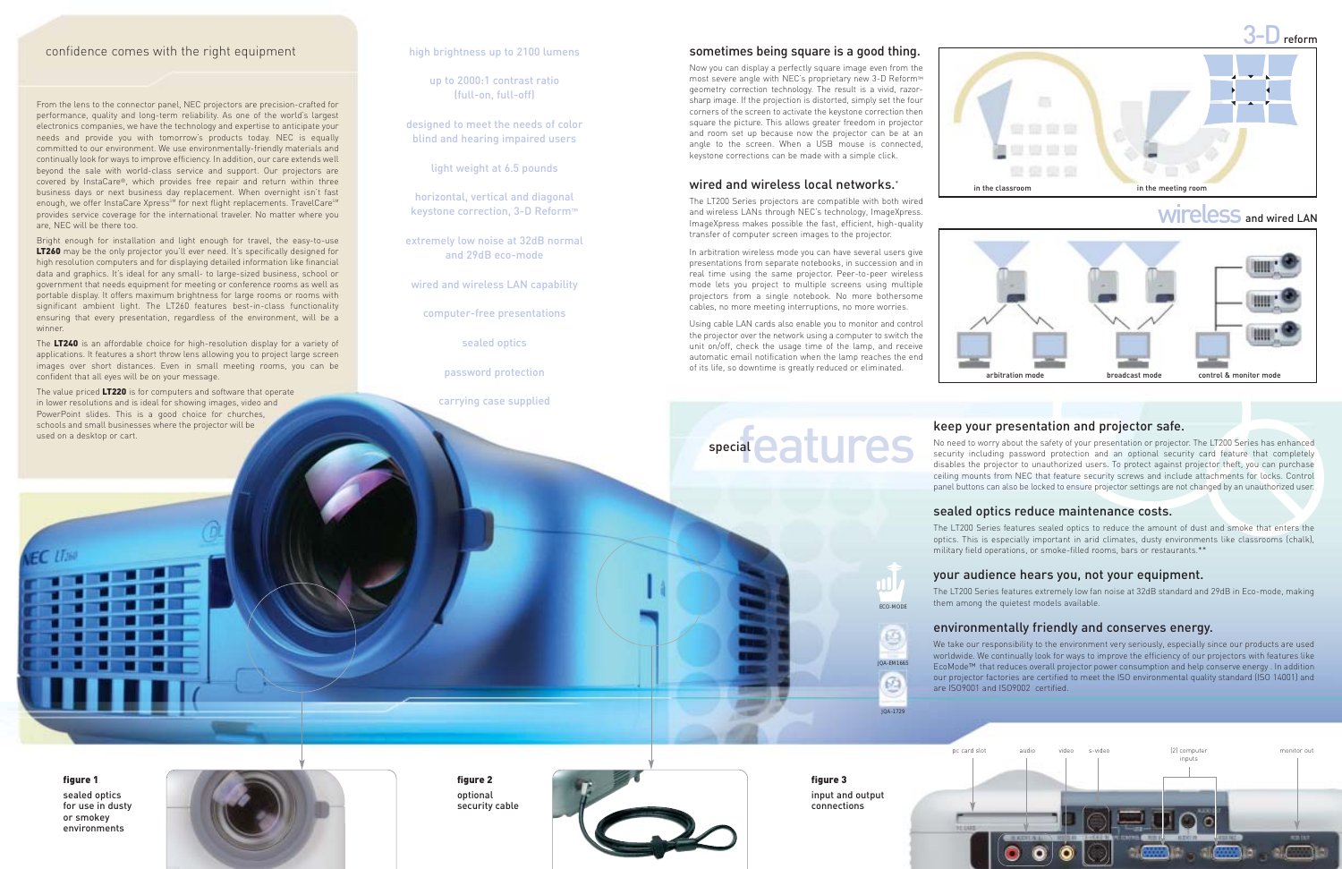## confidence comes with the right equipment

From the lens to the connector panel, NEC projectors are precision-crafted for performance, quality and long-term reliability. As one of the world's largest electronics companies, we have the technology and expertise to anticipate your needs and provide you with tomorrow's products today. NEC is equally committed to our environment. We use environmentally-friendly materials and continually look for ways to improve efficiency. In addition, our care extends well beyond the sale with world-class service and support. Our projectors are covered by InstaCare®, which provides free repair and return within three business days or next business day replacement. When overnight isn't fast enough, we offer InstaCare Xpress™ for next flight replacements. TravelCare™ provides service coverage for the international traveler. No matter where you are, NEC will be there too.

Bright enough for installation and light enough for travel, the easy-to-use **LT260** may be the only projector you'll ever need. It's specifically designed for high resolution computers and for displaying detailed information like financial data and graphics. It's ideal for any small- to large-sized business, school or government that needs equipment for meeting or conference rooms as well as portable display. It offers maximum brightness for large rooms or rooms with significant ambient light. The LT260 features best-in-class functionality ensuring that every presentation, regardless of the environment, will be a winner.

The **LT240** is an affordable choice for high-resolution display for a variety of applications. It features a short throw lens allowing you to project large screen images over short distances. Even in small meeting rooms, you can be confident that all eyes will be on your message.

The value priced **LT220** is for computers and software that operate in lower resolutions and is ideal for showing images, video and PowerPoint slides. This is a good choice for churches, schools and small businesses where the projector will be used on a desktop or cart.

high brightness up to 2100 lumens

up to 2000:1 contrast ratio (full-on, full-off)

designed to meet the needs of color blind and hearing impaired users

light weight at 6.5 pounds

horizontal, vertical and diagonal keystone correction, 3-D Reform™

extremely low noise at 32dB normal and 29dB eco-mode

wired and wireless LAN capability

computer-free presentations

sealed optics

password protection

carrying case supplied

## sometimes being square is a good thing.

Now you can display a perfectly square image even from the most severe angle with NEC's proprietary new 3-D Reform™ geometry correction technology. The result is a vivid, razor-sharp image. If the projection is distorted, simply set the four corners of the screen to activate the keystone correction then square the picture. This allows greater freedom in projector and room set up because now the projector can be at an angle to the screen. When a USB mouse is connected, keystone corrections can be made with a simple click.

## wired and wireless local networks.*

The LT200 Series projectors are compatible with both wired and wireless LANs through NEC's technology, ImageXpress. ImageXpress makes possible the fast, efficient, high-quality transfer of computer screen images to the projector.

In arbitration wireless mode you can have several users give presentations from separate notebooks, in succession and in real time using the same projector. Peer-to-peer wireless mode lets you project to multiple screens using multiple projectors from a single notebook. No more bothersome cables, no more meeting interruptions, no more worries.

Using cable LAN cards also enable you to monitor and control the projector over the network using a computer to switch the unit on/off, check the usage time of the lamp, and receive automatic email notification when the lamp reaches the end of its life, so downtime is greatly reduced or eliminated.

3-D reform

in the classroom

in the meeting room

wireless and wired LAN

arbitration mode

broadcast mode

control & monitor mode

special features

## keep your presentation and projector safe.

No need to worry about the safety of your presentation or projector. The LT200 Series has enhanced security including password protection and an optional security card feature that completely disables the projector to unauthorized users. To protect against projector theft, you can purchase ceiling mounts from NEC that feature security screws and include attachments for locks. Control panel buttons can also be locked to ensure projector settings are not changed by an unauthorized user.

## sealed optics reduce maintenance costs.

The LT200 Series features sealed optics to reduce the amount of dust and smoke that enters the optics. This is especially important in arid climates, dusty environments like classrooms (chalk), military field operations, or smoke-filled rooms, bars or restaurants.

## your audience hears you, not your equipment.

The LT200 Series features extremely low fan noise at 32dB standard and 29dB in Eco-mode, making them among the quietest models available.

## environmentally friendly and conserves energy.

We take our responsibility to the environment very seriously, especially since our products are used worldwide. We continually look for ways to improve the efficiency of our projectors with features like EcoMode™ that reduces overall projector power consumption and help conserve energy. In addition our projector factories are certified to meet the ISO environmental quality standard (ISO 14001) and are ISO9001 and ISO9002 certified.

ECO-MODE

JQA-EM1665

JQA-1729

**figure 1**
sealed optics for use in dusty or smoky environments

**figure 2**
optional security cable

**figure 3**
input and output connections

pc card slot

audio

video

s-video

(2) computer inputs

monitor out